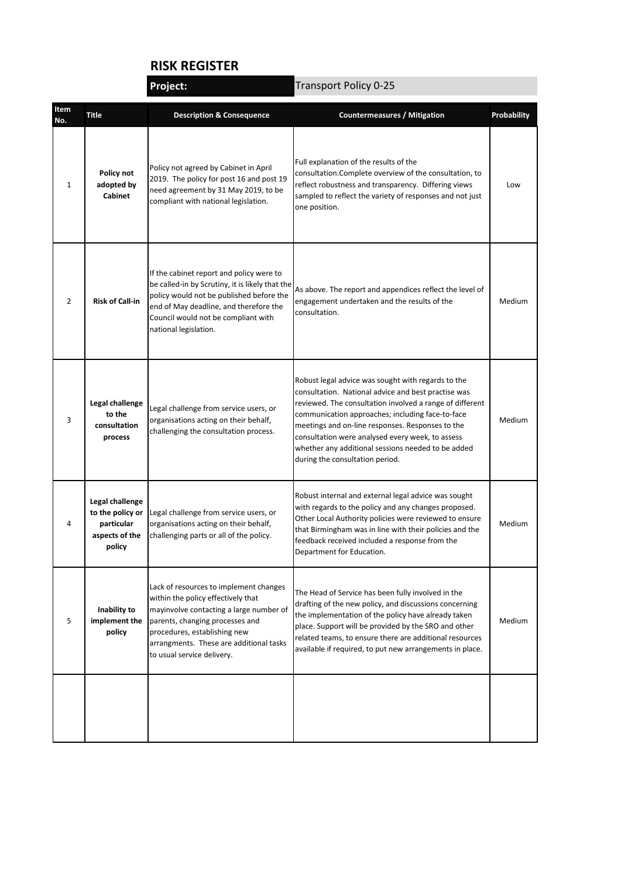# RISK REGISTER

**Project:** Transport Policy 0-25

| Item No. | Title | Description & Consequence | Countermeasures / Mitigation | Probability |
|---|---|---|---|---|
| 1 | **Policy not adopted by Cabinet** | Policy not agreed by Cabinet in April 2019. The policy for post 16 and post 19 need agreement by 31 May 2019, to be compliant with national legislation. | Full explanation of the results of the consultation.Complete overview of the consultation, to reflect robustness and transparency. Differing views sampled to reflect the variety of responses and not just one position. | Low |
| 2 | **Risk of Call-in** | If the cabinet report and policy were to be called-in by Scrutiny, it is likely that the policy would not be published before the end of May deadline, and therefore the Council would not be compliant with national legislation. | As above. The report and appendices reflect the level of engagement undertaken and the results of the consultation. | Medium |
| 3 | **Legal challenge to the consultation process** | Legal challenge from service users, or organisations acting on their behalf, challenging the consultation process. | Robust legal advice was sought with regards to the consultation. National advice and best practise was reviewed. The consultation involved a range of different communication approaches; including face-to-face meetings and on-line responses. Responses to the consultation were analysed every week, to assess whether any additional sessions needed to be added during the consultation period. | Medium |
| 4 | **Legal challenge to the policy or particular aspects of the policy** | Legal challenge from service users, or organisations acting on their behalf, challenging parts or all of the policy. | Robust internal and external legal advice was sought with regards to the policy and any changes proposed. Other Local Authority policies were reviewed to ensure that Birmingham was in line with their policies and the feedback received included a response from the Department for Education. | Medium |
| 5 | **Inability to implement the policy** | Lack of resources to implement changes within the policy effectively that mayinvolve contacting a large number of parents, changing processes and procedures, establishing new arrangments. These are additional tasks to usual service delivery. | The Head of Service has been fully involved in the drafting of the new policy, and discussions concerning the implementation of the policy have already taken place. Support will be provided by the SRO and other related teams, to ensure there are additional resources available if required, to put new arrangements in place. | Medium |
| | | | | |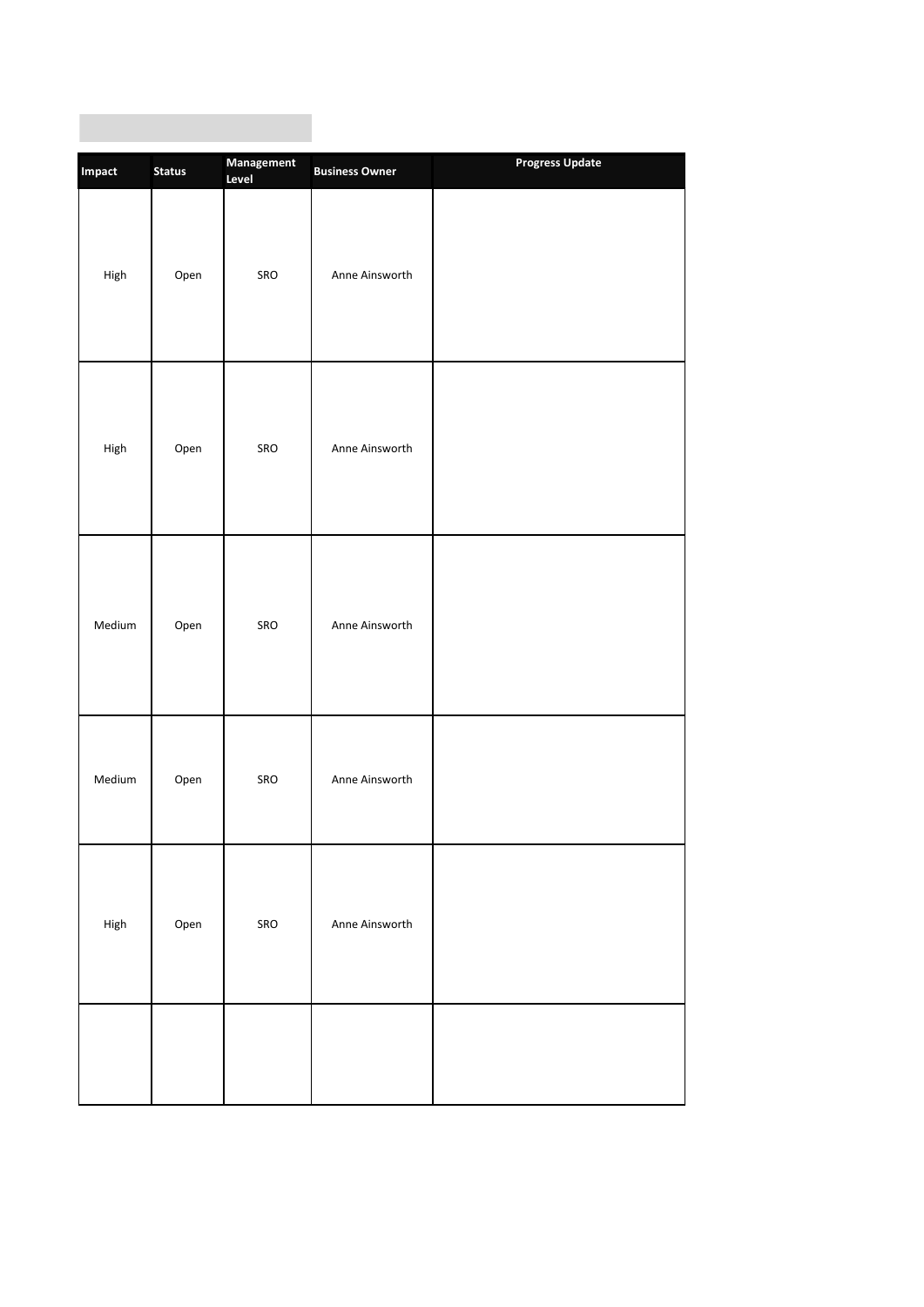| Impact | Status | Management Level | Business Owner | Progress Update |
|---|---|---|---|---|
| High | Open | SRO | Anne Ainsworth | |
| High | Open | SRO | Anne Ainsworth | |
| Medium | Open | SRO | Anne Ainsworth | |
| Medium | Open | SRO | Anne Ainsworth | |
| High | Open | SRO | Anne Ainsworth | |
| | | | | |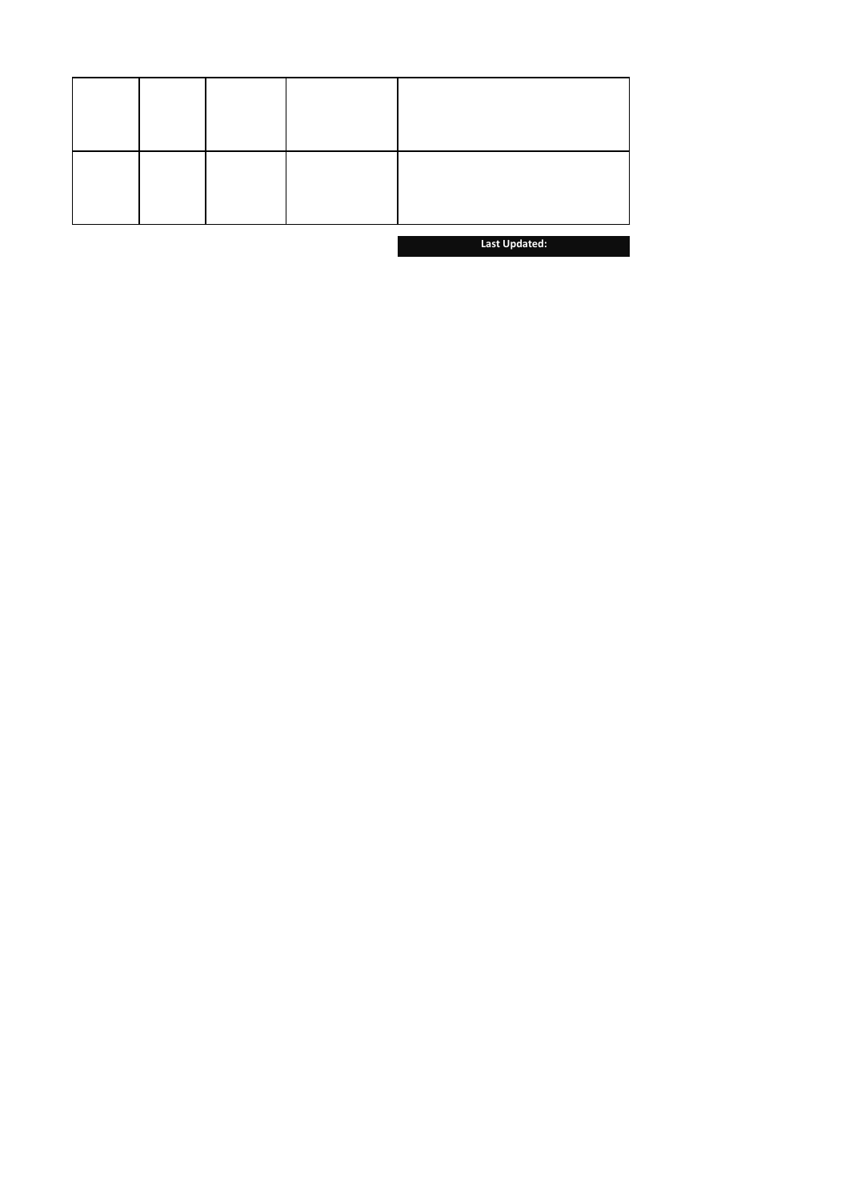| | | | | |
|---|---|---|---|---|
| | | | | |
| | | | | |

**Last Updated:**